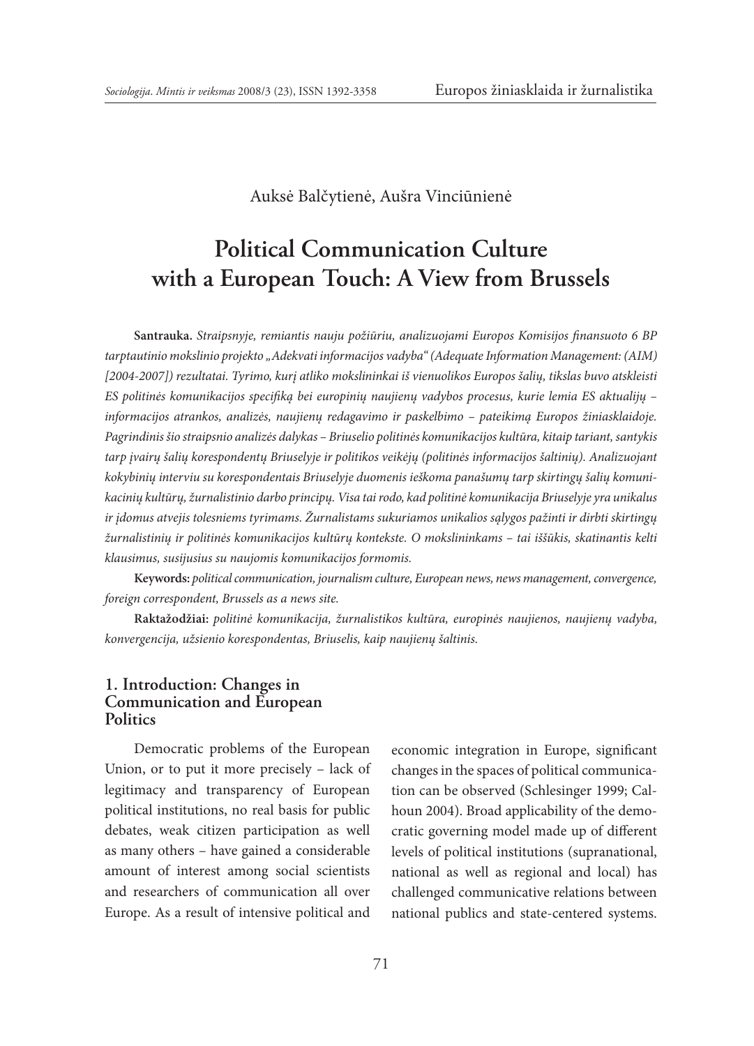Auksė Balčytienė, Aušra Vinciūnienė

# Political Communication Culture with a European Touch: A View from Brussels

**Santrauka.** *Straipsnyje, remiantis nauju požiūriu, analizuojami Europos Komisijos finansuoto 6 BP tarptautinio mokslinio projekto „Adekvati informacijos vadyba" (Adequate Information Management: (AIM) [2004-2007]) rezultatai. Tyrimo, kurį atliko mokslininkai iš vienuolikos Europos šalių, tikslas buvo atskleisti ES politinės komunikacijos specifiką bei europinių naujienų vadybos procesus, kurie lemia ES aktualijų – informacijos atrankos, analizės, naujienų redagavimo ir paskelbimo – pateikimą Europos žiniasklaidoje. Pagrindinis šio straipsnio analizės dalykas – Briuselio politinės komunikacijos kultūra, kitaip tariant, santykis tarp įvairių šalių korespondentų Briuselyje ir politikos veikėjų (politinės informacijos šaltinių). Analizuojant kokybinių interviu su korespondentais Briuselyje duomenis ieškoma panašumų tarp skirtingų šalių komunikacinių kultūrų, žurnalistinio darbo principų. Visa tai rodo, kad politinė komunikacija Briuselyje yra unikalus ir įdomus atvejis tolesniems tyrimams. Žurnalistams sukuriamos unikalios sąlygos pažinti ir dirbti skirtingų žurnalistinių ir politinės komunikacijos kultūrų kontekste. O mokslininkams – tai iššūkis, skatinantis kelti klausimus, susijusius su naujomis komunikacijos formomis.*

**Keywords:** *political communication, journalism culture, European news, news management, convergence, foreign correspondent, Brussels as a news site.*

**Raktažodžiai:** *politinė komunikacija, žurnalistikos kultūra, europinės naujienos, naujienų vadyba, konvergencija, užsienio korespondentas, Briuselis, kaip naujienų šaltinis.*

## 1. Introduction: Changes in Communication and European Politics

Democratic problems of the European Union, or to put it more precisely – lack of legitimacy and transparency of European political institutions, no real basis for public debates, weak citizen participation as well as many others – have gained a considerable amount of interest among social scientists and researchers of communication all over Europe. As a result of intensive political and economic integration in Europe, significant changes in the spaces of political communication can be observed (Schlesinger 1999; Calhoun 2004). Broad applicability of the democratic governing model made up of different levels of political institutions (supranational, national as well as regional and local) has challenged communicative relations between national publics and state-centered systems.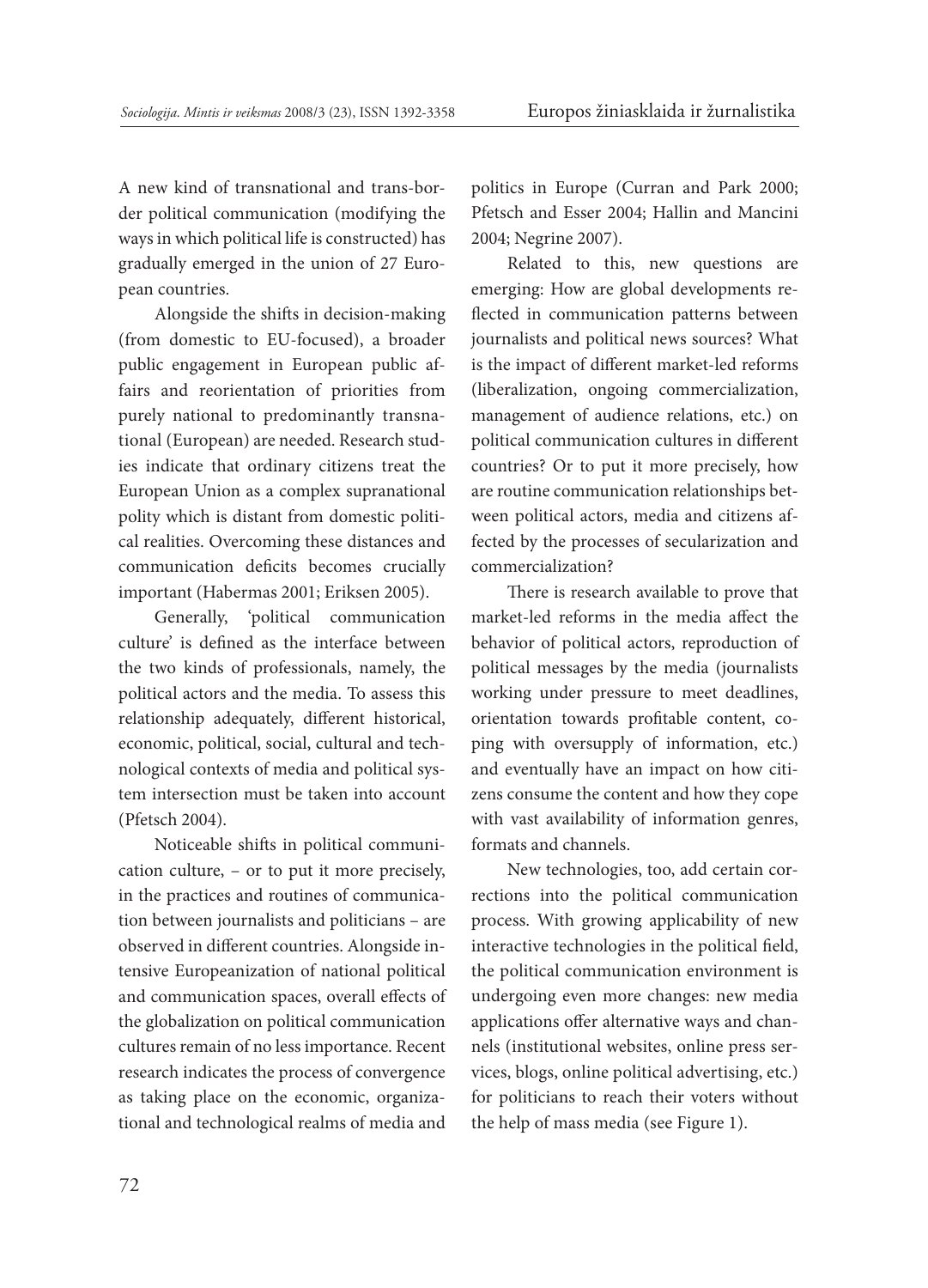A new kind of transnational and trans-border political communication (modifying the ways in which political life is constructed) has gradually emerged in the union of 27 European countries.

Alongside the shifts in decision-making (from domestic to EU-focused), a broader public engagement in European public affairs and reorientation of priorities from purely national to predominantly transnational (European) are needed. Research studies indicate that ordinary citizens treat the European Union as a complex supranational polity which is distant from domestic political realities. Overcoming these distances and communication deficits becomes crucially important (Habermas 2001; Eriksen 2005).

Generally, 'political communication culture' is defined as the interface between the two kinds of professionals, namely, the political actors and the media. To assess this relationship adequately, different historical, economic, political, social, cultural and technological contexts of media and political system intersection must be taken into account (Pfetsch 2004).

Noticeable shifts in political communication culture, – or to put it more precisely, in the practices and routines of communication between journalists and politicians – are observed in different countries. Alongside intensive Europeanization of national political and communication spaces, overall effects of the globalization on political communication cultures remain of no less importance. Recent research indicates the process of convergence as taking place on the economic, organizational and technological realms of media and politics in Europe (Curran and Park 2000; Pfetsch and Esser 2004; Hallin and Mancini 2004; Negrine 2007).

Related to this, new questions are emerging: How are global developments reflected in communication patterns between journalists and political news sources? What is the impact of different market-led reforms (liberalization, ongoing commercialization, management of audience relations, etc.) on political communication cultures in different countries? Or to put it more precisely, how are routine communication relationships between political actors, media and citizens affected by the processes of secularization and commercialization?

There is research available to prove that market-led reforms in the media affect the behavior of political actors, reproduction of political messages by the media (journalists working under pressure to meet deadlines, orientation towards profitable content, coping with oversupply of information, etc.) and eventually have an impact on how citizens consume the content and how they cope with vast availability of information genres, formats and channels.

New technologies, too, add certain corrections into the political communication process. With growing applicability of new interactive technologies in the political field, the political communication environment is undergoing even more changes: new media applications offer alternative ways and channels (institutional websites, online press services, blogs, online political advertising, etc.) for politicians to reach their voters without the help of mass media (see Figure 1).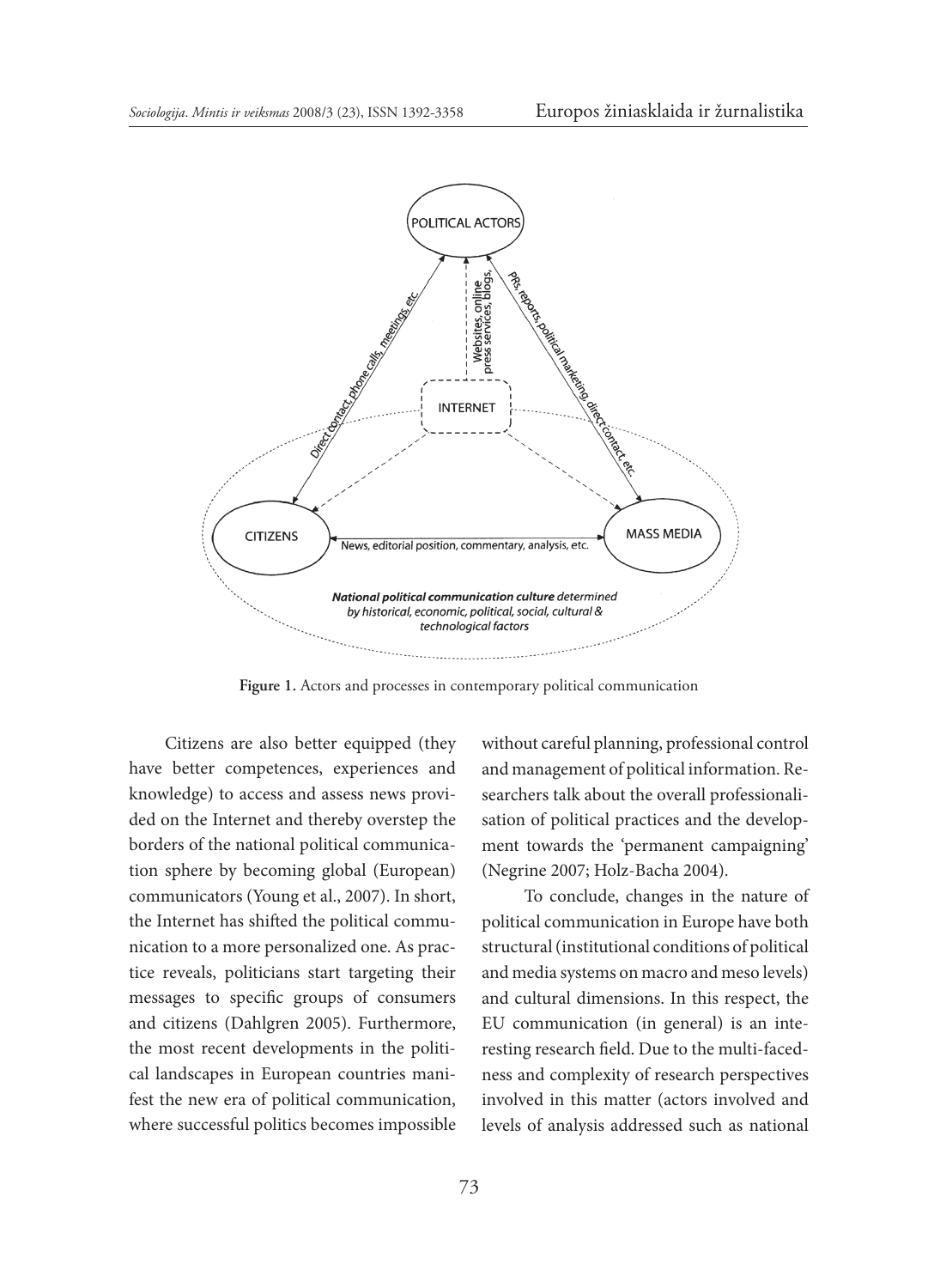Figure 1. Actors and processes in contemporary political communication

Citizens are also better equipped (they have better competences, experiences and knowledge) to access and assess news provided on the Internet and thereby overstep the borders of the national political communication sphere by becoming global (European) communicators (Young et al., 2007). In short, the Internet has shifted the political communication to a more personalized one. As practice reveals, politicians start targeting their messages to specific groups of consumers and citizens (Dahlgren 2005). Furthermore, the most recent developments in the political landscapes in European countries manifest the new era of political communication, where successful politics becomes impossible without careful planning, professional control and management of political information. Researchers talk about the overall professionalisation of political practices and the development towards the 'permanent campaigning' (Negrine 2007; Holz-Bacha 2004).

To conclude, changes in the nature of political communication in Europe have both structural (institutional conditions of political and media systems on macro and meso levels) and cultural dimensions. In this respect, the EU communication (in general) is an interesting research field. Due to the multi-facedness and complexity of research perspectives involved in this matter (actors involved and levels of analysis addressed such as national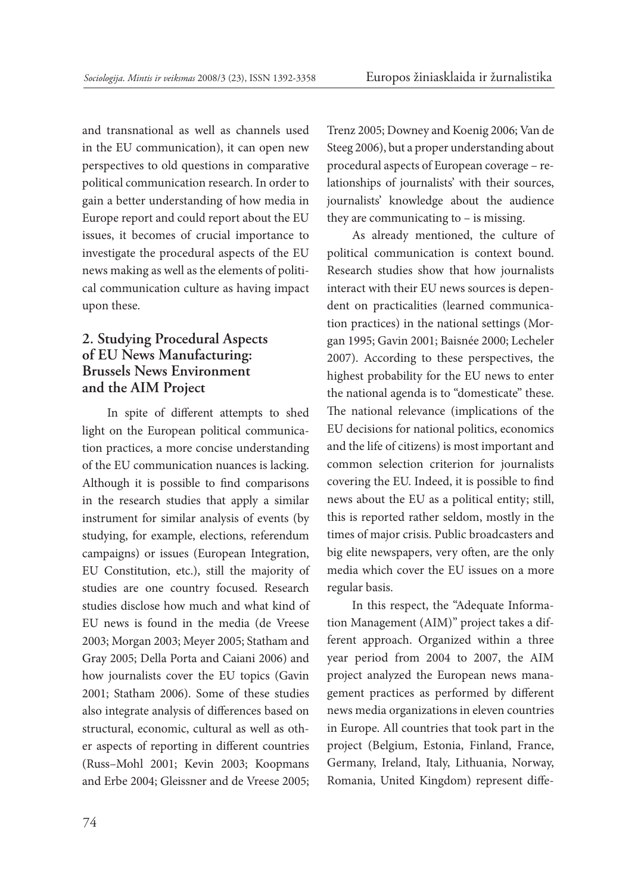and transnational as well as channels used in the EU communication), it can open new perspectives to old questions in comparative political communication research. In order to gain a better understanding of how media in Europe report and could report about the EU issues, it becomes of crucial importance to investigate the procedural aspects of the EU news making as well as the elements of political communication culture as having impact upon these.

## 2. Studying Procedural Aspects of EU News Manufacturing: Brussels News Environment and the AIM Project

In spite of different attempts to shed light on the European political communication practices, a more concise understanding of the EU communication nuances is lacking. Although it is possible to find comparisons in the research studies that apply a similar instrument for similar analysis of events (by studying, for example, elections, referendum campaigns) or issues (European Integration, EU Constitution, etc.), still the majority of studies are one country focused. Research studies disclose how much and what kind of EU news is found in the media (de Vreese 2003; Morgan 2003; Meyer 2005; Statham and Gray 2005; Della Porta and Caiani 2006) and how journalists cover the EU topics (Gavin 2001; Statham 2006). Some of these studies also integrate analysis of differences based on structural, economic, cultural as well as other aspects of reporting in different countries (Russ–Mohl 2001; Kevin 2003; Koopmans and Erbe 2004; Gleissner and de Vreese 2005; Trenz 2005; Downey and Koenig 2006; Van de Steeg 2006), but a proper understanding about procedural aspects of European coverage – relationships of journalists' with their sources, journalists' knowledge about the audience they are communicating to – is missing.

As already mentioned, the culture of political communication is context bound. Research studies show that how journalists interact with their EU news sources is dependent on practicalities (learned communication practices) in the national settings (Morgan 1995; Gavin 2001; Baisnée 2000; Lecheler 2007). According to these perspectives, the highest probability for the EU news to enter the national agenda is to "domesticate" these. The national relevance (implications of the EU decisions for national politics, economics and the life of citizens) is most important and common selection criterion for journalists covering the EU. Indeed, it is possible to find news about the EU as a political entity; still, this is reported rather seldom, mostly in the times of major crisis. Public broadcasters and big elite newspapers, very often, are the only media which cover the EU issues on a more regular basis.

In this respect, the "Adequate Information Management (AIM)" project takes a different approach. Organized within a three year period from 2004 to 2007, the AIM project analyzed the European news management practices as performed by different news media organizations in eleven countries in Europe. All countries that took part in the project (Belgium, Estonia, Finland, France, Germany, Ireland, Italy, Lithuania, Norway, Romania, United Kingdom) represent diffe-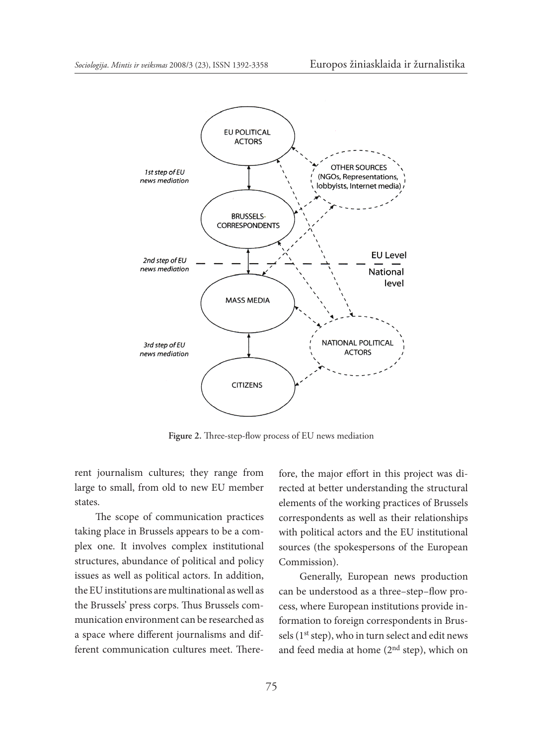**Figure 2.** Three-step-flow process of EU news mediation

rent journalism cultures; they range from large to small, from old to new EU member states.

The scope of communication practices taking place in Brussels appears to be a complex one. It involves complex institutional structures, abundance of political and policy issues as well as political actors. In addition, the EU institutions are multinational as well as the Brussels' press corps. Thus Brussels communication environment can be researched as a space where different journalisms and different communication cultures meet. Therefore, the major effort in this project was directed at better understanding the structural elements of the working practices of Brussels correspondents as well as their relationships with political actors and the EU institutional sources (the spokespersons of the European Commission).

Generally, European news production can be understood as a three–step–flow process, where European institutions provide information to foreign correspondents in Brussels (1st step), who in turn select and edit news and feed media at home (2nd step), which on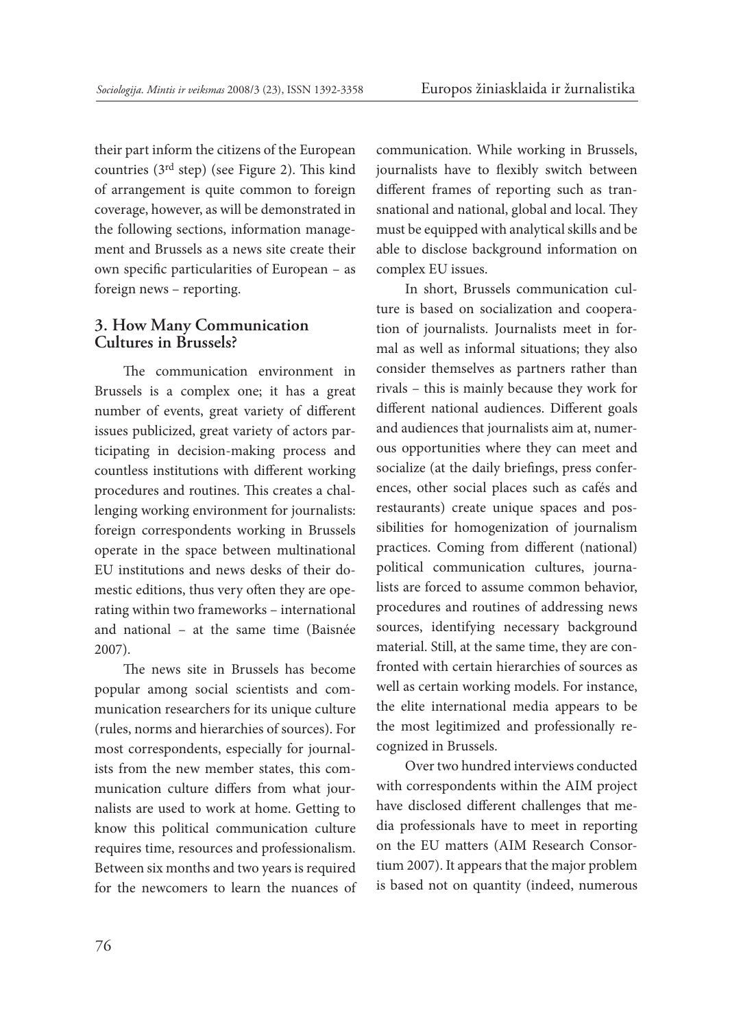their part inform the citizens of the European countries (3rd step) (see Figure 2). This kind of arrangement is quite common to foreign coverage, however, as will be demonstrated in the following sections, information management and Brussels as a news site create their own specific particularities of European – as foreign news – reporting.

## 3. How Many Communication Cultures in Brussels?

The communication environment in Brussels is a complex one; it has a great number of events, great variety of different issues publicized, great variety of actors participating in decision-making process and countless institutions with different working procedures and routines. This creates a challenging working environment for journalists: foreign correspondents working in Brussels operate in the space between multinational EU institutions and news desks of their domestic editions, thus very often they are operating within two frameworks – international and national – at the same time (Baisnée 2007).

The news site in Brussels has become popular among social scientists and communication researchers for its unique culture (rules, norms and hierarchies of sources). For most correspondents, especially for journalists from the new member states, this communication culture differs from what journalists are used to work at home. Getting to know this political communication culture requires time, resources and professionalism. Between six months and two years is required for the newcomers to learn the nuances of communication. While working in Brussels, journalists have to flexibly switch between different frames of reporting such as transnational and national, global and local. They must be equipped with analytical skills and be able to disclose background information on complex EU issues.

In short, Brussels communication culture is based on socialization and cooperation of journalists. Journalists meet in formal as well as informal situations; they also consider themselves as partners rather than rivals – this is mainly because they work for different national audiences. Different goals and audiences that journalists aim at, numerous opportunities where they can meet and socialize (at the daily briefings, press conferences, other social places such as cafés and restaurants) create unique spaces and possibilities for homogenization of journalism practices. Coming from different (national) political communication cultures, journalists are forced to assume common behavior, procedures and routines of addressing news sources, identifying necessary background material. Still, at the same time, they are confronted with certain hierarchies of sources as well as certain working models. For instance, the elite international media appears to be the most legitimized and professionally recognized in Brussels.

Over two hundred interviews conducted with correspondents within the AIM project have disclosed different challenges that media professionals have to meet in reporting on the EU matters (AIM Research Consortium 2007). It appears that the major problem is based not on quantity (indeed, numerous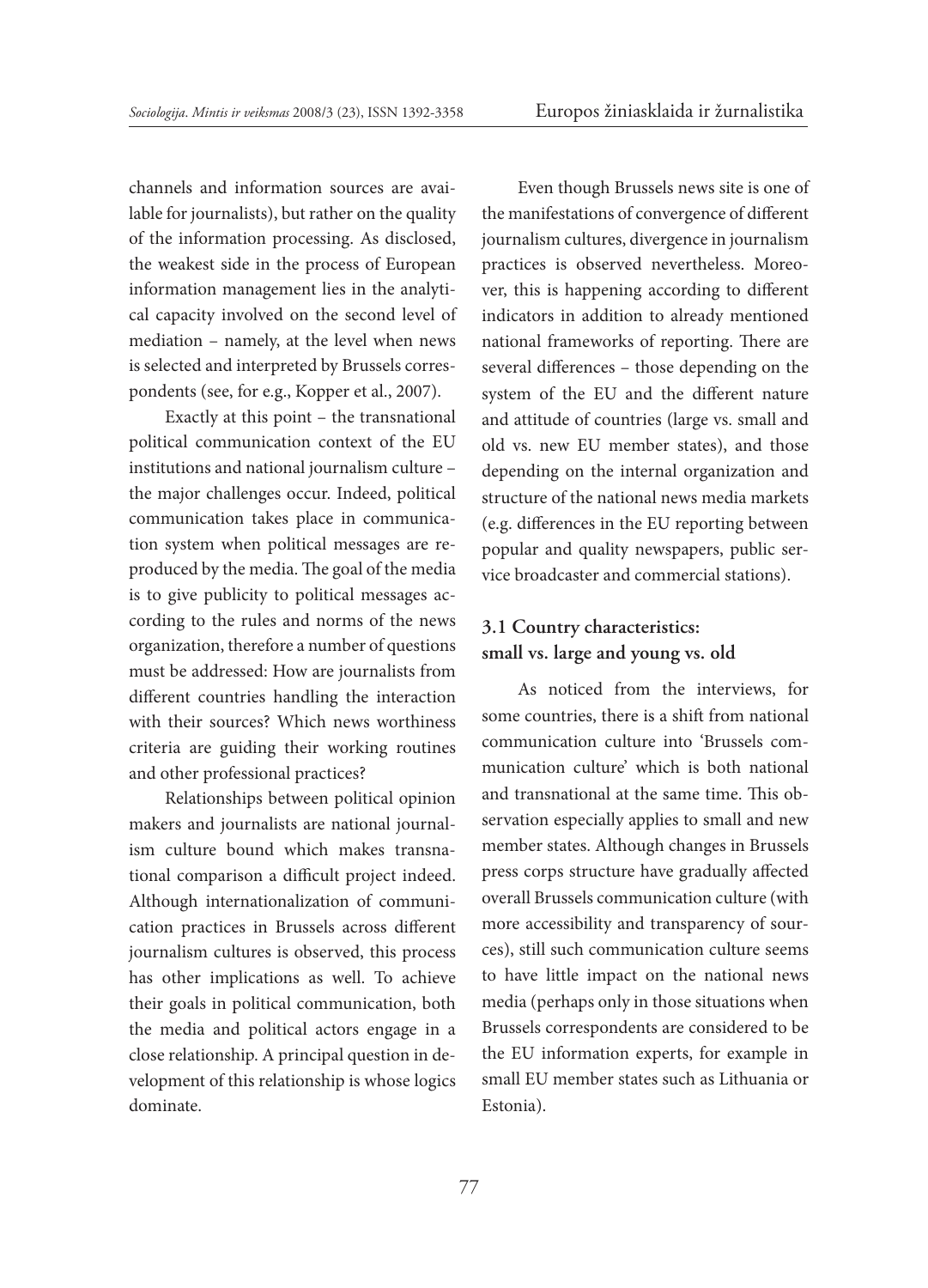channels and information sources are available for journalists), but rather on the quality of the information processing. As disclosed, the weakest side in the process of European information management lies in the analytical capacity involved on the second level of mediation – namely, at the level when news is selected and interpreted by Brussels correspondents (see, for e.g., Kopper et al., 2007).

Exactly at this point – the transnational political communication context of the EU institutions and national journalism culture – the major challenges occur. Indeed, political communication takes place in communication system when political messages are reproduced by the media. The goal of the media is to give publicity to political messages according to the rules and norms of the news organization, therefore a number of questions must be addressed: How are journalists from different countries handling the interaction with their sources? Which news worthiness criteria are guiding their working routines and other professional practices?

Relationships between political opinion makers and journalists are national journalism culture bound which makes transnational comparison a difficult project indeed. Although internationalization of communication practices in Brussels across different journalism cultures is observed, this process has other implications as well. To achieve their goals in political communication, both the media and political actors engage in a close relationship. A principal question in development of this relationship is whose logics dominate.

Even though Brussels news site is one of the manifestations of convergence of different journalism cultures, divergence in journalism practices is observed nevertheless. Moreover, this is happening according to different indicators in addition to already mentioned national frameworks of reporting. There are several differences – those depending on the system of the EU and the different nature and attitude of countries (large vs. small and old vs. new EU member states), and those depending on the internal organization and structure of the national news media markets (e.g. differences in the EU reporting between popular and quality newspapers, public service broadcaster and commercial stations).

### 3.1 Country characteristics: small vs. large and young vs. old

As noticed from the interviews, for some countries, there is a shift from national communication culture into 'Brussels communication culture' which is both national and transnational at the same time. This observation especially applies to small and new member states. Although changes in Brussels press corps structure have gradually affected overall Brussels communication culture (with more accessibility and transparency of sources), still such communication culture seems to have little impact on the national news media (perhaps only in those situations when Brussels correspondents are considered to be the EU information experts, for example in small EU member states such as Lithuania or Estonia).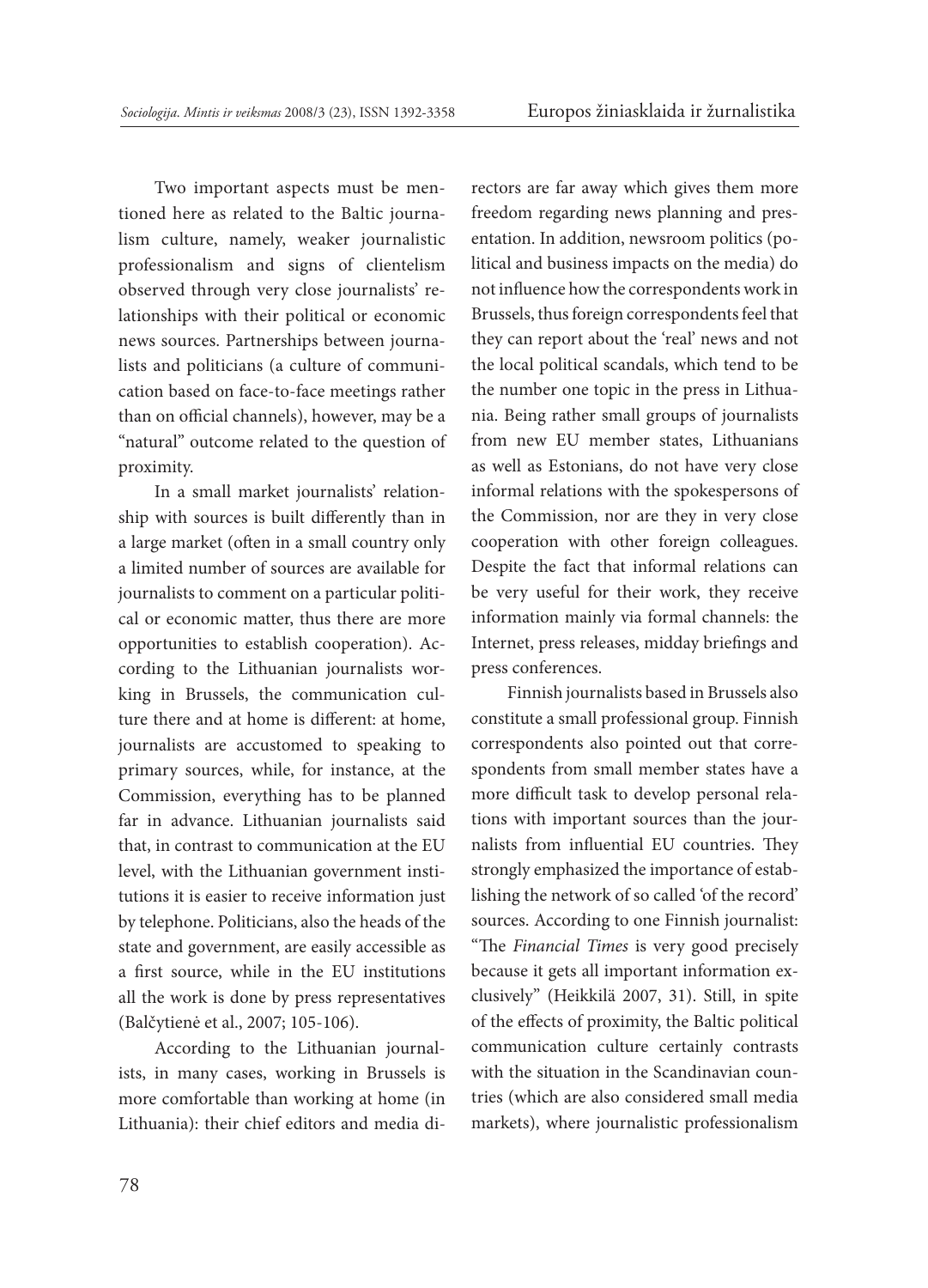Two important aspects must be mentioned here as related to the Baltic journalism culture, namely, weaker journalistic professionalism and signs of clientelism observed through very close journalists' relationships with their political or economic news sources. Partnerships between journalists and politicians (a culture of communication based on face-to-face meetings rather than on official channels), however, may be a "natural" outcome related to the question of proximity.

In a small market journalists' relationship with sources is built differently than in a large market (often in a small country only a limited number of sources are available for journalists to comment on a particular political or economic matter, thus there are more opportunities to establish cooperation). According to the Lithuanian journalists working in Brussels, the communication culture there and at home is different: at home, journalists are accustomed to speaking to primary sources, while, for instance, at the Commission, everything has to be planned far in advance. Lithuanian journalists said that, in contrast to communication at the EU level, with the Lithuanian government institutions it is easier to receive information just by telephone. Politicians, also the heads of the state and government, are easily accessible as a first source, while in the EU institutions all the work is done by press representatives (Balčytienė et al., 2007; 105-106).

According to the Lithuanian journalists, in many cases, working in Brussels is more comfortable than working at home (in Lithuania): their chief editors and media directors are far away which gives them more freedom regarding news planning and presentation. In addition, newsroom politics (political and business impacts on the media) do not influence how the correspondents work in Brussels, thus foreign correspondents feel that they can report about the 'real' news and not the local political scandals, which tend to be the number one topic in the press in Lithuania. Being rather small groups of journalists from new EU member states, Lithuanians as well as Estonians, do not have very close informal relations with the spokespersons of the Commission, nor are they in very close cooperation with other foreign colleagues. Despite the fact that informal relations can be very useful for their work, they receive information mainly via formal channels: the Internet, press releases, midday briefings and press conferences.

Finnish journalists based in Brussels also constitute a small professional group. Finnish correspondents also pointed out that correspondents from small member states have a more difficult task to develop personal relations with important sources than the journalists from influential EU countries. They strongly emphasized the importance of establishing the network of so called 'of the record' sources. According to one Finnish journalist: "The *Financial Times* is very good precisely because it gets all important information exclusively" (Heikkilä 2007, 31). Still, in spite of the effects of proximity, the Baltic political communication culture certainly contrasts with the situation in the Scandinavian countries (which are also considered small media markets), where journalistic professionalism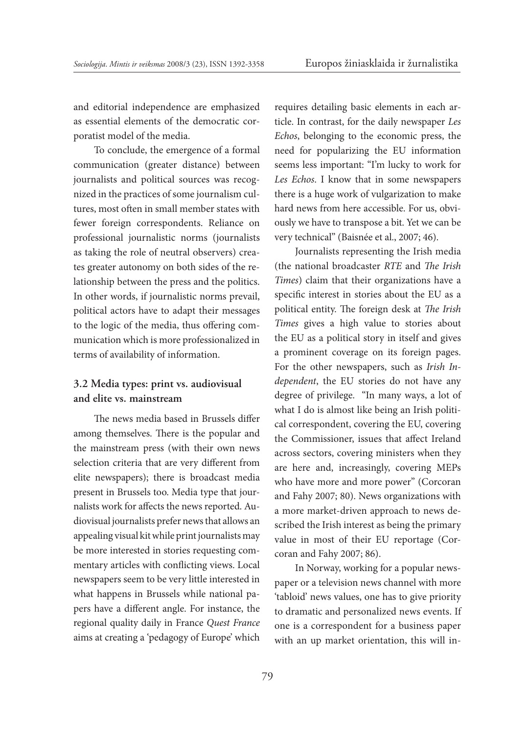and editorial independence are emphasized as essential elements of the democratic corporatist model of the media.

To conclude, the emergence of a formal communication (greater distance) between journalists and political sources was recognized in the practices of some journalism cultures, most often in small member states with fewer foreign correspondents. Reliance on professional journalistic norms (journalists as taking the role of neutral observers) creates greater autonomy on both sides of the relationship between the press and the politics. In other words, if journalistic norms prevail, political actors have to adapt their messages to the logic of the media, thus offering communication which is more professionalized in terms of availability of information.

### 3.2 Media types: print vs. audiovisual and elite vs. mainstream

The news media based in Brussels differ among themselves. There is the popular and the mainstream press (with their own news selection criteria that are very different from elite newspapers); there is broadcast media present in Brussels too. Media type that journalists work for affects the news reported. Audiovisual journalists prefer news that allows an appealing visual kit while print journalists may be more interested in stories requesting commentary articles with conflicting views. Local newspapers seem to be very little interested in what happens in Brussels while national papers have a different angle. For instance, the regional quality daily in France *Quest France* aims at creating a 'pedagogy of Europe' which requires detailing basic elements in each article. In contrast, for the daily newspaper *Les Echos*, belonging to the economic press, the need for popularizing the EU information seems less important: "I'm lucky to work for *Les Echos*. I know that in some newspapers there is a huge work of vulgarization to make hard news from here accessible. For us, obviously we have to transpose a bit. Yet we can be very technical" (Baisnée et al., 2007; 46).

Journalists representing the Irish media (the national broadcaster *RTE* and *The Irish Times*) claim that their organizations have a specific interest in stories about the EU as a political entity. The foreign desk at *The Irish Times* gives a high value to stories about the EU as a political story in itself and gives a prominent coverage on its foreign pages. For the other newspapers, such as *Irish Independent*, the EU stories do not have any degree of privilege. "In many ways, a lot of what I do is almost like being an Irish political correspondent, covering the EU, covering the Commissioner, issues that affect Ireland across sectors, covering ministers when they are here and, increasingly, covering MEPs who have more and more power" (Corcoran and Fahy 2007; 80). News organizations with a more market-driven approach to news described the Irish interest as being the primary value in most of their EU reportage (Corcoran and Fahy 2007; 86).

In Norway, working for a popular newspaper or a television news channel with more 'tabloid' news values, one has to give priority to dramatic and personalized news events. If one is a correspondent for a business paper with an up market orientation, this will in-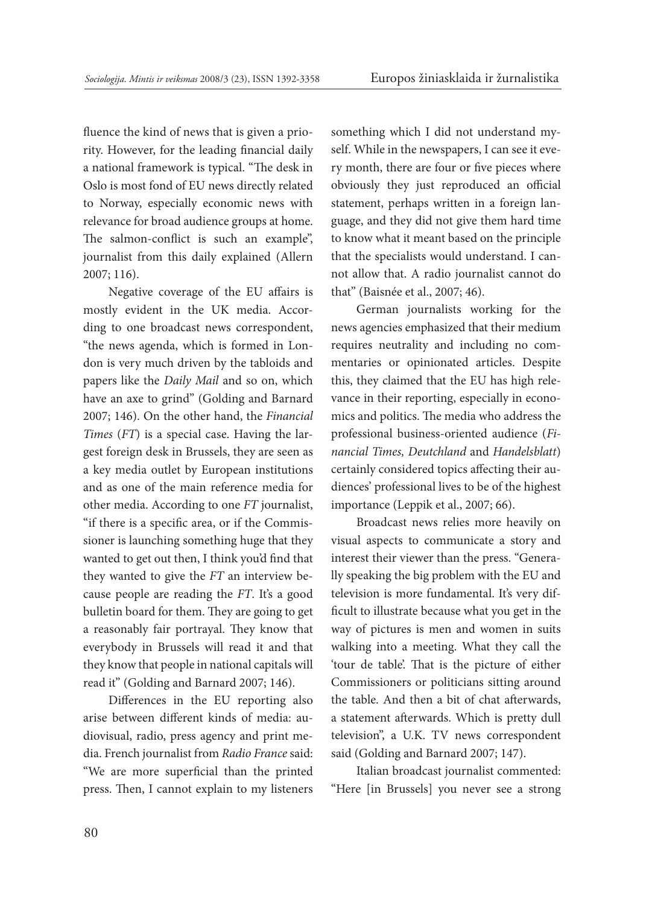fluence the kind of news that is given a priority. However, for the leading financial daily a national framework is typical. "The desk in Oslo is most fond of EU news directly related to Norway, especially economic news with relevance for broad audience groups at home. The salmon-conflict is such an example", journalist from this daily explained (Allern 2007; 116).

Negative coverage of the EU affairs is mostly evident in the UK media. According to one broadcast news correspondent, "the news agenda, which is formed in London is very much driven by the tabloids and papers like the *Daily Mail* and so on, which have an axe to grind" (Golding and Barnard 2007; 146). On the other hand, the *Financial Times* (*FT*) is a special case. Having the largest foreign desk in Brussels, they are seen as a key media outlet by European institutions and as one of the main reference media for other media. According to one *FT* journalist, "if there is a specific area, or if the Commissioner is launching something huge that they wanted to get out then, I think you'd find that they wanted to give the *FT* an interview because people are reading the *FT*. It's a good bulletin board for them. They are going to get a reasonably fair portrayal. They know that everybody in Brussels will read it and that they know that people in national capitals will read it" (Golding and Barnard 2007; 146).

Differences in the EU reporting also arise between different kinds of media: audiovisual, radio, press agency and print media. French journalist from *Radio France* said: "We are more superficial than the printed press. Then, I cannot explain to my listeners something which I did not understand myself. While in the newspapers, I can see it every month, there are four or five pieces where obviously they just reproduced an official statement, perhaps written in a foreign language, and they did not give them hard time to know what it meant based on the principle that the specialists would understand. I cannot allow that. A radio journalist cannot do that" (Baisnée et al., 2007; 46).

German journalists working for the news agencies emphasized that their medium requires neutrality and including no commentaries or opinionated articles. Despite this, they claimed that the EU has high relevance in their reporting, especially in economics and politics. The media who address the professional business-oriented audience (*Financial Times, Deutchland* and *Handelsblatt*) certainly considered topics affecting their audiences' professional lives to be of the highest importance (Leppik et al., 2007; 66).

Broadcast news relies more heavily on visual aspects to communicate a story and interest their viewer than the press. "Generally speaking the big problem with the EU and television is more fundamental. It's very difficult to illustrate because what you get in the way of pictures is men and women in suits walking into a meeting. What they call the 'tour de table'. That is the picture of either Commissioners or politicians sitting around the table. And then a bit of chat afterwards, a statement afterwards. Which is pretty dull television", a U.K. TV news correspondent said (Golding and Barnard 2007; 147).

Italian broadcast journalist commented: "Here [in Brussels] you never see a strong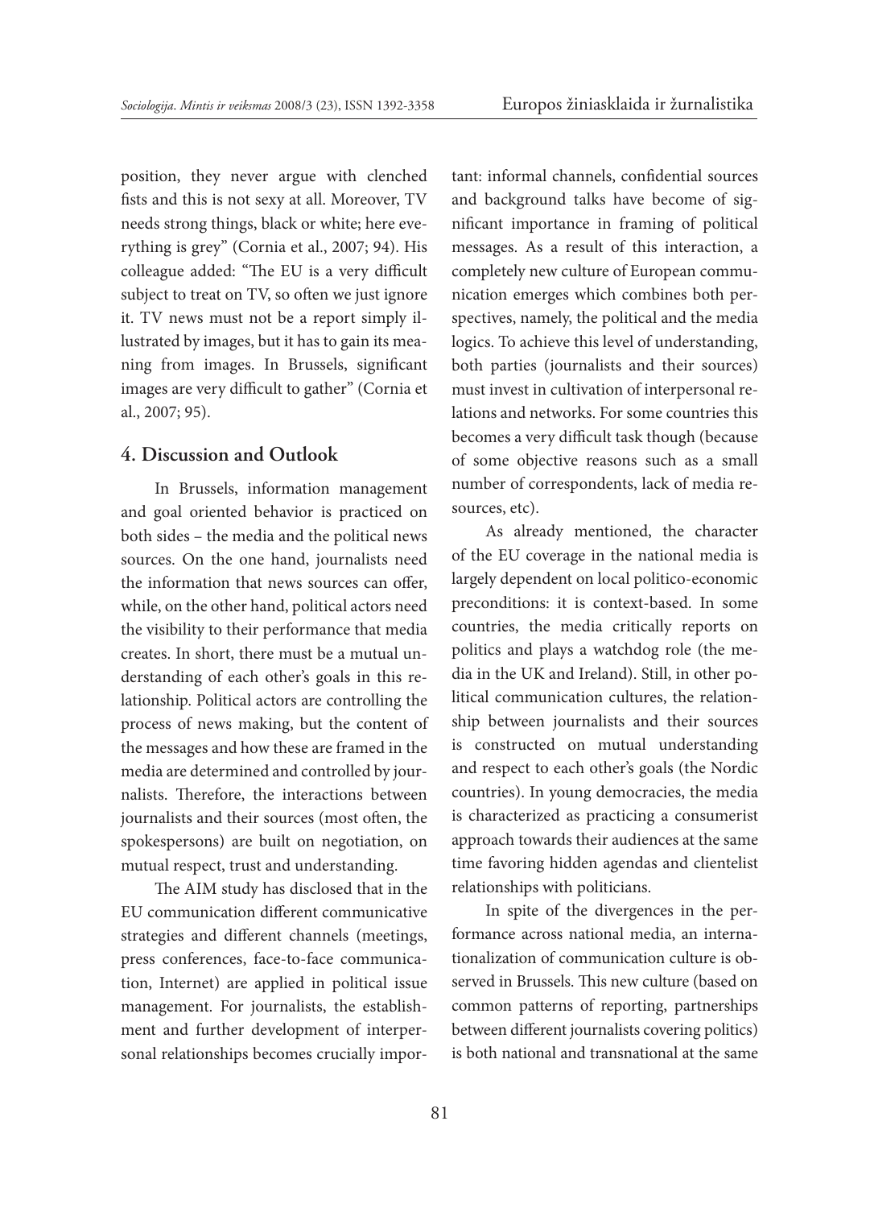position, they never argue with clenched fists and this is not sexy at all. Moreover, TV needs strong things, black or white; here everything is grey" (Cornia et al., 2007; 94). His colleague added: "The EU is a very difficult subject to treat on TV, so often we just ignore it. TV news must not be a report simply illustrated by images, but it has to gain its meaning from images. In Brussels, significant images are very difficult to gather" (Cornia et al., 2007; 95).

## 4. Discussion and Outlook

In Brussels, information management and goal oriented behavior is practiced on both sides – the media and the political news sources. On the one hand, journalists need the information that news sources can offer, while, on the other hand, political actors need the visibility to their performance that media creates. In short, there must be a mutual understanding of each other's goals in this relationship. Political actors are controlling the process of news making, but the content of the messages and how these are framed in the media are determined and controlled by journalists. Therefore, the interactions between journalists and their sources (most often, the spokespersons) are built on negotiation, on mutual respect, trust and understanding.

The AIM study has disclosed that in the EU communication different communicative strategies and different channels (meetings, press conferences, face-to-face communication, Internet) are applied in political issue management. For journalists, the establishment and further development of interpersonal relationships becomes crucially important: informal channels, confidential sources and background talks have become of significant importance in framing of political messages. As a result of this interaction, a completely new culture of European communication emerges which combines both perspectives, namely, the political and the media logics. To achieve this level of understanding, both parties (journalists and their sources) must invest in cultivation of interpersonal relations and networks. For some countries this becomes a very difficult task though (because of some objective reasons such as a small number of correspondents, lack of media resources, etc).

As already mentioned, the character of the EU coverage in the national media is largely dependent on local politico-economic preconditions: it is context-based. In some countries, the media critically reports on politics and plays a watchdog role (the media in the UK and Ireland). Still, in other political communication cultures, the relationship between journalists and their sources is constructed on mutual understanding and respect to each other's goals (the Nordic countries). In young democracies, the media is characterized as practicing a consumerist approach towards their audiences at the same time favoring hidden agendas and clientelist relationships with politicians.

In spite of the divergences in the performance across national media, an internationalization of communication culture is observed in Brussels. This new culture (based on common patterns of reporting, partnerships between different journalists covering politics) is both national and transnational at the same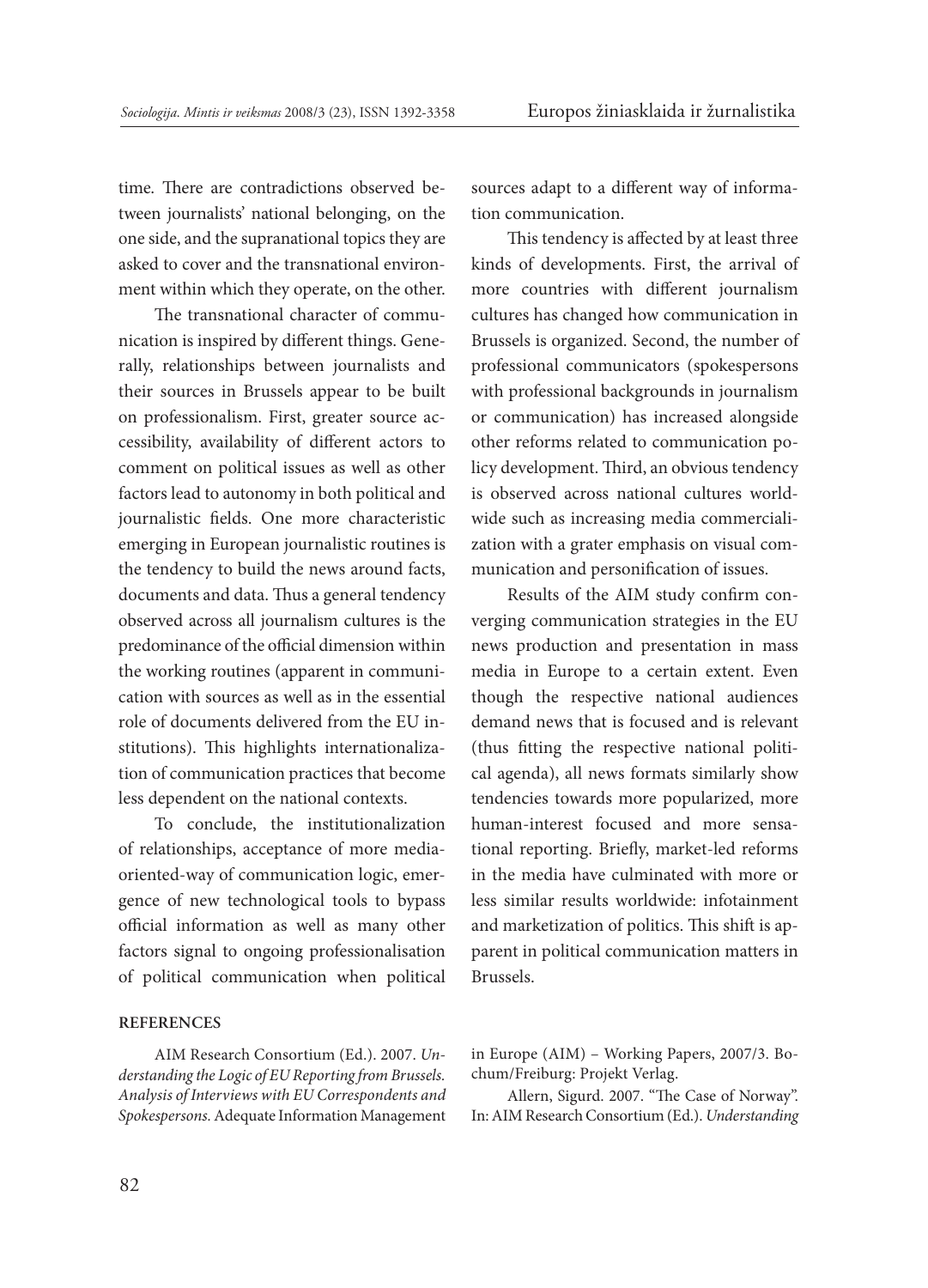time. There are contradictions observed between journalists' national belonging, on the one side, and the supranational topics they are asked to cover and the transnational environment within which they operate, on the other.

The transnational character of communication is inspired by different things. Generally, relationships between journalists and their sources in Brussels appear to be built on professionalism. First, greater source accessibility, availability of different actors to comment on political issues as well as other factors lead to autonomy in both political and journalistic fields. One more characteristic emerging in European journalistic routines is the tendency to build the news around facts, documents and data. Thus a general tendency observed across all journalism cultures is the predominance of the official dimension within the working routines (apparent in communication with sources as well as in the essential role of documents delivered from the EU institutions). This highlights internationalization of communication practices that become less dependent on the national contexts.

To conclude, the institutionalization of relationships, acceptance of more media-oriented-way of communication logic, emergence of new technological tools to bypass official information as well as many other factors signal to ongoing professionalisation of political communication when political sources adapt to a different way of information communication.

This tendency is affected by at least three kinds of developments. First, the arrival of more countries with different journalism cultures has changed how communication in Brussels is organized. Second, the number of professional communicators (spokespersons with professional backgrounds in journalism or communication) has increased alongside other reforms related to communication policy development. Third, an obvious tendency is observed across national cultures worldwide such as increasing media commercialization with a grater emphasis on visual communication and personification of issues.

Results of the AIM study confirm converging communication strategies in the EU news production and presentation in mass media in Europe to a certain extent. Even though the respective national audiences demand news that is focused and is relevant (thus fitting the respective national political agenda), all news formats similarly show tendencies towards more popularized, more human-interest focused and more sensational reporting. Briefly, market-led reforms in the media have culminated with more or less similar results worldwide: infotainment and marketization of politics. This shift is apparent in political communication matters in Brussels.

## REFERENCES

AIM Research Consortium (Ed.). 2007. *Understanding the Logic of EU Reporting from Brussels. Analysis of Interviews with EU Correspondents and Spokespersons.* Adequate Information Management in Europe (AIM) – Working Papers, 2007/3. Bochum/Freiburg: Projekt Verlag.

Allern, Sigurd. 2007. "The Case of Norway". In: AIM Research Consortium (Ed.). *Understanding*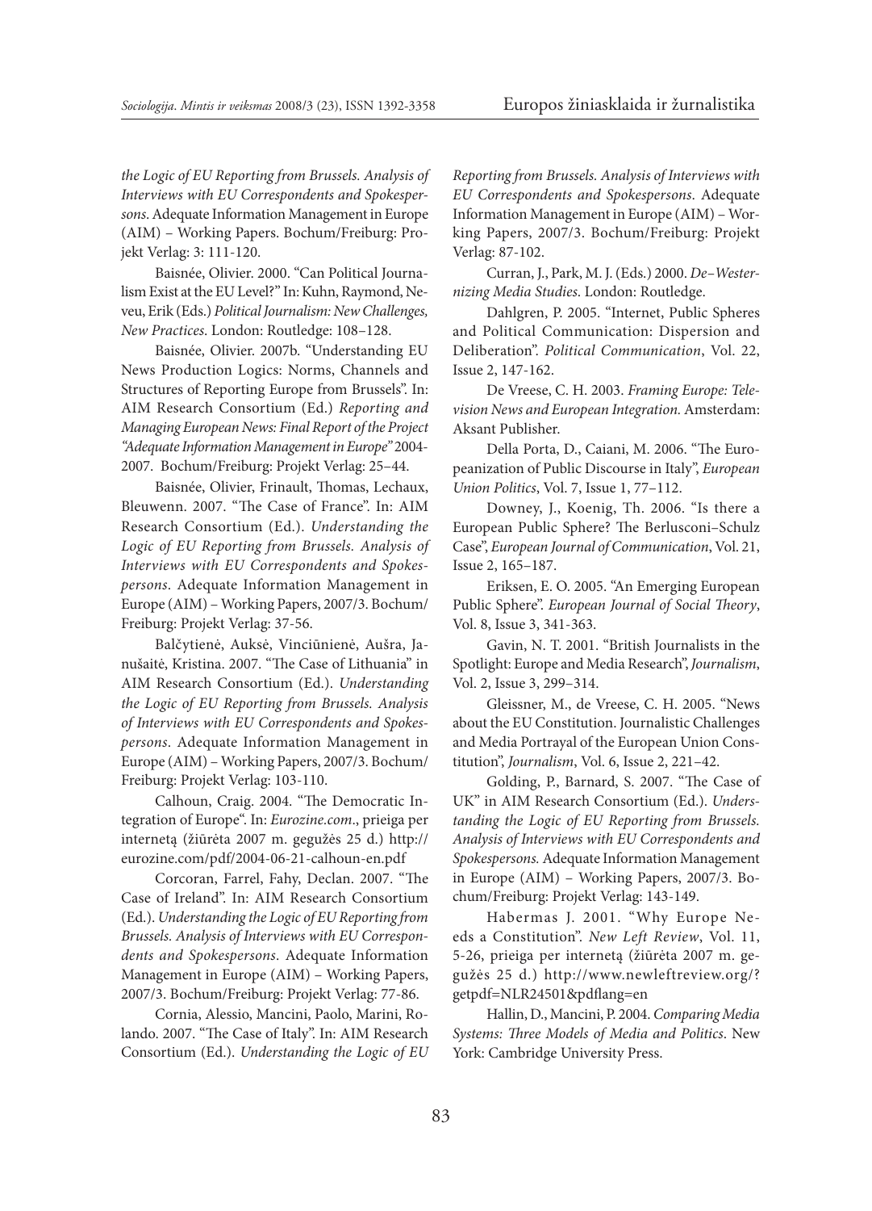*the Logic of EU Reporting from Brussels. Analysis of Interviews with EU Correspondents and Spokespersons*. Adequate Information Management in Europe (AIM) – Working Papers. Bochum/Freiburg: Projekt Verlag: 3: 111-120.

Baisnée, Olivier. 2000. "Can Political Journalism Exist at the EU Level?" In: Kuhn, Raymond, Neveu, Erik (Eds.) *Political Journalism: New Challenges, New Practices*. London: Routledge: 108–128.

Baisnée, Olivier. 2007b. "Understanding EU News Production Logics: Norms, Channels and Structures of Reporting Europe from Brussels". In: AIM Research Consortium (Ed.) *Reporting and Managing European News: Final Report of the Project "Adequate Information Management in Europe"* 2004-2007. Bochum/Freiburg: Projekt Verlag: 25–44.

Baisnée, Olivier, Frinault, Thomas, Lechaux, Bleuwenn. 2007. "The Case of France". In: AIM Research Consortium (Ed.). *Understanding the Logic of EU Reporting from Brussels. Analysis of Interviews with EU Correspondents and Spokespersons*. Adequate Information Management in Europe (AIM) – Working Papers, 2007/3. Bochum/Freiburg: Projekt Verlag: 37-56.

Balčytienė, Auksė, Vinciūnienė, Aušra, Janušaitė, Kristina. 2007. "The Case of Lithuania" in AIM Research Consortium (Ed.). *Understanding the Logic of EU Reporting from Brussels. Analysis of Interviews with EU Correspondents and Spokespersons*. Adequate Information Management in Europe (AIM) – Working Papers, 2007/3. Bochum/Freiburg: Projekt Verlag: 103-110.

Calhoun, Craig. 2004. "The Democratic Integration of Europe". In: *Eurozine.com*., prieiga per internetą (žiūrėta 2007 m. gegužės 25 d.) http://eurozine.com/pdf/2004-06-21-calhoun-en.pdf

Corcoran, Farrel, Fahy, Declan. 2007. "The Case of Ireland". In: AIM Research Consortium (Ed.). *Understanding the Logic of EU Reporting from Brussels. Analysis of Interviews with EU Correspondents and Spokespersons*. Adequate Information Management in Europe (AIM) – Working Papers, 2007/3. Bochum/Freiburg: Projekt Verlag: 77-86.

Cornia, Alessio, Mancini, Paolo, Marini, Rolando. 2007. "The Case of Italy". In: AIM Research Consortium (Ed.). *Understanding the Logic of EU Reporting from Brussels. Analysis of Interviews with EU Correspondents and Spokespersons*. Adequate Information Management in Europe (AIM) – Working Papers, 2007/3. Bochum/Freiburg: Projekt Verlag: 87-102.

Curran, J., Park, M. J. (Eds.) 2000. *De–Westernizing Media Studies*. London: Routledge.

Dahlgren, P. 2005. "Internet, Public Spheres and Political Communication: Dispersion and Deliberation". *Political Communication*, Vol. 22, Issue 2, 147-162.

De Vreese, C. H. 2003. *Framing Europe: Television News and European Integration.* Amsterdam: Aksant Publisher.

Della Porta, D., Caiani, M. 2006. "The Europeanization of Public Discourse in Italy", *European Union Politics*, Vol. 7, Issue 1, 77–112.

Downey, J., Koenig, Th. 2006. "Is there a European Public Sphere? The Berlusconi–Schulz Case", *European Journal of Communication*, Vol. 21, Issue 2, 165–187.

Eriksen, E. O. 2005. "An Emerging European Public Sphere". *European Journal of Social Theory*, Vol. 8, Issue 3, 341-363.

Gavin, N. T. 2001. "British Journalists in the Spotlight: Europe and Media Research", *Journalism*, Vol. 2, Issue 3, 299–314.

Gleissner, M., de Vreese, C. H. 2005. "News about the EU Constitution. Journalistic Challenges and Media Portrayal of the European Union Constitution", *Journalism*, Vol. 6, Issue 2, 221–42.

Golding, P., Barnard, S. 2007. "The Case of UK" in AIM Research Consortium (Ed.). *Understanding the Logic of EU Reporting from Brussels. Analysis of Interviews with EU Correspondents and Spokespersons.* Adequate Information Management in Europe (AIM) – Working Papers, 2007/3. Bochum/Freiburg: Projekt Verlag: 143-149.

Habermas J. 2001. "Why Europe Needs a Constitution". *New Left Review*, Vol. 11, 5-26, prieiga per internetą (žiūrėta 2007 m. gegužės 25 d.) http://www.newleftreview.org/?getpdf=NLR24501&pdflang=en

Hallin, D., Mancini, P. 2004. *Comparing Media Systems: Three Models of Media and Politics*. New York: Cambridge University Press.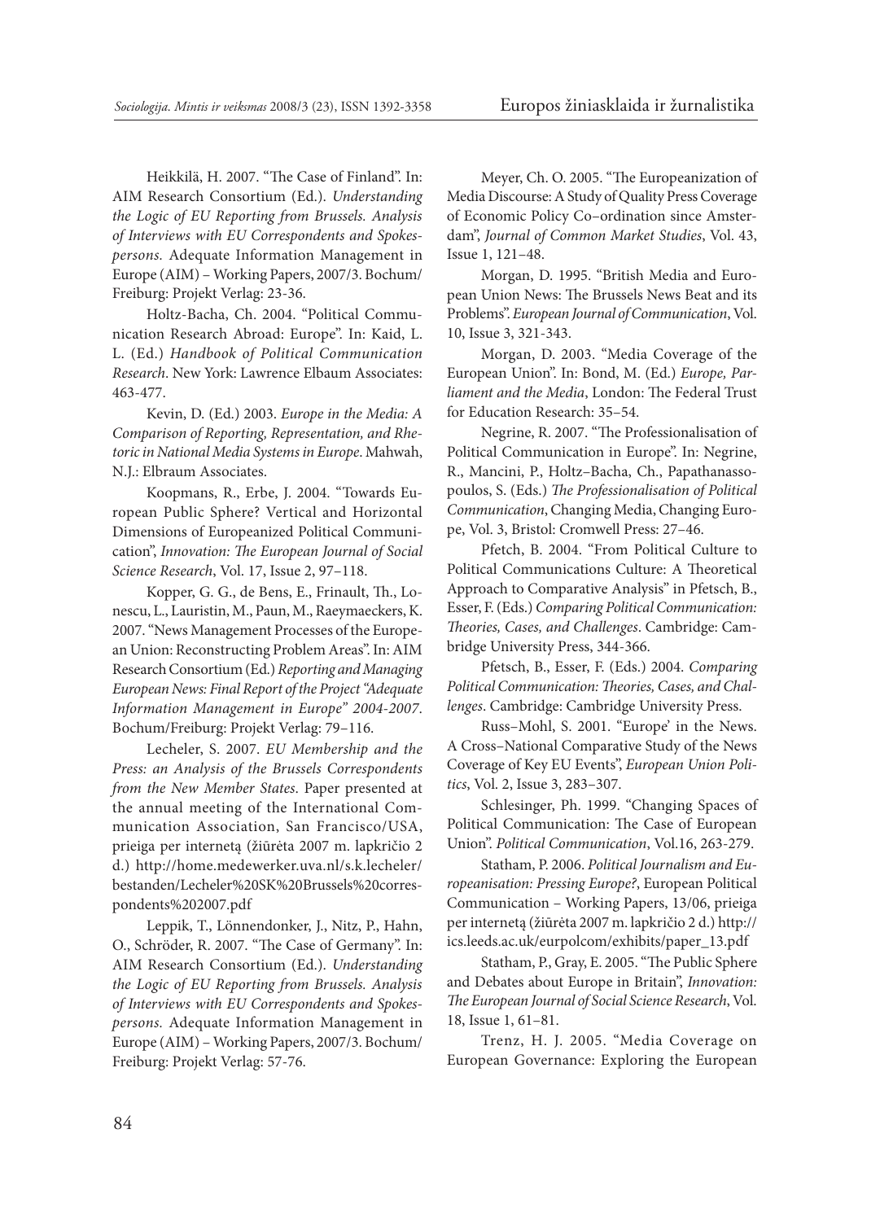Heikkilä, H. 2007. "The Case of Finland". In: AIM Research Consortium (Ed.). *Understanding the Logic of EU Reporting from Brussels. Analysis of Interviews with EU Correspondents and Spokespersons.* Adequate Information Management in Europe (AIM) – Working Papers, 2007/3. Bochum/Freiburg: Projekt Verlag: 23-36.

Holtz-Bacha, Ch. 2004. "Political Communication Research Abroad: Europe". In: Kaid, L. L. (Ed.) *Handbook of Political Communication Research*. New York: Lawrence Elbaum Associates: 463-477.

Kevin, D. (Ed.) 2003. *Europe in the Media: A Comparison of Reporting, Representation, and Rhetoric in National Media Systems in Europe*. Mahwah, N.J.: Elbraum Associates.

Koopmans, R., Erbe, J. 2004. "Towards European Public Sphere? Vertical and Horizontal Dimensions of Europeanized Political Communication", *Innovation: The European Journal of Social Science Research*, Vol. 17, Issue 2, 97–118.

Kopper, G. G., de Bens, E., Frinault, Th., Lonescu, L., Lauristin, M., Paun, M., Raeymaeckers, K. 2007. "News Management Processes of the European Union: Reconstructing Problem Areas". In: AIM Research Consortium (Ed.) *Reporting and Managing European News: Final Report of the Project "Adequate Information Management in Europe" 2004-2007*. Bochum/Freiburg: Projekt Verlag: 79–116.

Lecheler, S. 2007. *EU Membership and the Press: an Analysis of the Brussels Correspondents from the New Member States*. Paper presented at the annual meeting of the International Communication Association, San Francisco/USA, prieiga per internetą (žiūrėta 2007 m. lapkričio 2 d.) http://home.medewerker.uva.nl/s.k.lecheler/bestanden/Lecheler%20SK%20Brussels%20correspondents%202007.pdf

Leppik, T., Lönnendonker, J., Nitz, P., Hahn, O., Schröder, R. 2007. "The Case of Germany". In: AIM Research Consortium (Ed.). *Understanding the Logic of EU Reporting from Brussels. Analysis of Interviews with EU Correspondents and Spokespersons.* Adequate Information Management in Europe (AIM) – Working Papers, 2007/3. Bochum/Freiburg: Projekt Verlag: 57-76.

Meyer, Ch. O. 2005. "The Europeanization of Media Discourse: A Study of Quality Press Coverage of Economic Policy Co–ordination since Amsterdam", *Journal of Common Market Studies*, Vol. 43, Issue 1, 121–48.

Morgan, D. 1995. "British Media and European Union News: The Brussels News Beat and its Problems". *European Journal of Communication*, Vol. 10, Issue 3, 321-343.

Morgan, D. 2003. "Media Coverage of the European Union". In: Bond, M. (Ed.) *Europe, Parliament and the Media*, London: The Federal Trust for Education Research: 35–54.

Negrine, R. 2007. "The Professionalisation of Political Communication in Europe". In: Negrine, R., Mancini, P., Holtz–Bacha, Ch., Papathanassopoulos, S. (Eds.) *The Professionalisation of Political Communication*, Changing Media, Changing Europe, Vol. 3, Bristol: Cromwell Press: 27–46.

Pfetch, B. 2004. "From Political Culture to Political Communications Culture: A Theoretical Approach to Comparative Analysis" in Pfetsch, B., Esser, F. (Eds.) *Comparing Political Communication: Theories, Cases, and Challenges*. Cambridge: Cambridge University Press, 344-366.

Pfetsch, B., Esser, F. (Eds.) 2004. *Comparing Political Communication: Theories, Cases, and Challenges*. Cambridge: Cambridge University Press.

Russ–Mohl, S. 2001. "Europe' in the News. A Cross–National Comparative Study of the News Coverage of Key EU Events", *European Union Politics*, Vol. 2, Issue 3, 283–307.

Schlesinger, Ph. 1999. "Changing Spaces of Political Communication: The Case of European Union". *Political Communication*, Vol.16, 263-279.

Statham, P. 2006. *Political Journalism and Europeanisation: Pressing Europe?*, European Political Communication – Working Papers, 13/06, prieiga per internetą (žiūrėta 2007 m. lapkričio 2 d.) http://ics.leeds.ac.uk/eurpolcom/exhibits/paper_13.pdf

Statham, P., Gray, E. 2005. "The Public Sphere and Debates about Europe in Britain", *Innovation: The European Journal of Social Science Research*, Vol. 18, Issue 1, 61–81.

Trenz, H. J. 2005. "Media Coverage on European Governance: Exploring the European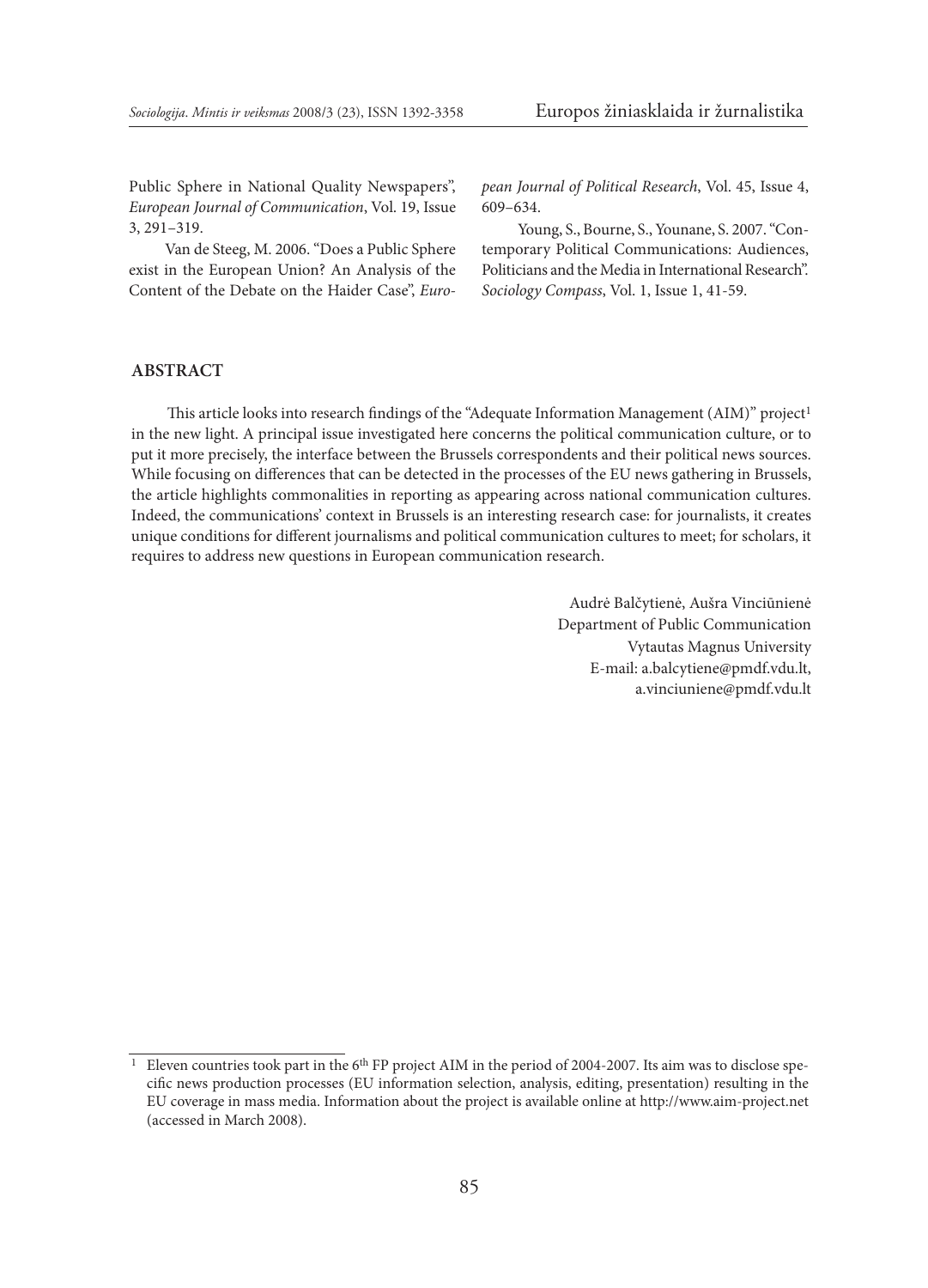Public Sphere in National Quality Newspapers", *European Journal of Communication*, Vol. 19, Issue 3, 291–319.

Van de Steeg, M. 2006. "Does a Public Sphere exist in the European Union? An Analysis of the Content of the Debate on the Haider Case", *European Journal of Political Research*, Vol. 45, Issue 4, 609–634.

Young, S., Bourne, S., Younane, S. 2007. "Contemporary Political Communications: Audiences, Politicians and the Media in International Research". *Sociology Compass*, Vol. 1, Issue 1, 41-59.

## ABSTRACT

This article looks into research findings of the "Adequate Information Management (AIM)" project[1] in the new light. A principal issue investigated here concerns the political communication culture, or to put it more precisely, the interface between the Brussels correspondents and their political news sources. While focusing on differences that can be detected in the processes of the EU news gathering in Brussels, the article highlights commonalities in reporting as appearing across national communication cultures. Indeed, the communications' context in Brussels is an interesting research case: for journalists, it creates unique conditions for different journalisms and political communication cultures to meet; for scholars, it requires to address new questions in European communication research.

Audrė Balčytienė, Aušra Vinciūnienė
Department of Public Communication
Vytautas Magnus University
E-mail: a.balcytiene@pmdf.vdu.lt,
a.vinciuniene@pmdf.vdu.lt

---

[1] Eleven countries took part in the 6th FP project AIM in the period of 2004-2007. Its aim was to disclose specific news production processes (EU information selection, analysis, editing, presentation) resulting in the EU coverage in mass media. Information about the project is available online at http://www.aim-project.net (accessed in March 2008).